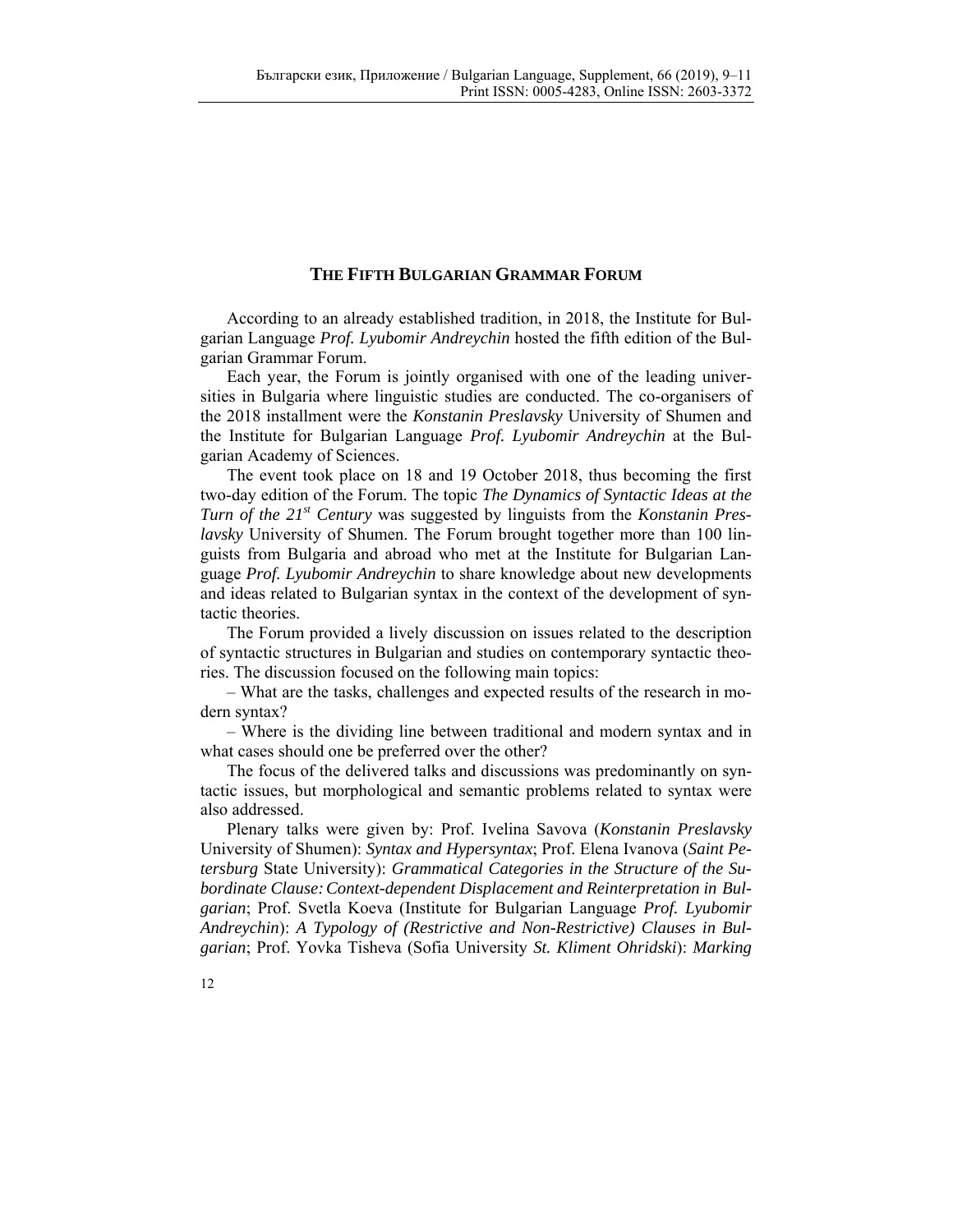# THE FIFTH BULGARIAN GRAMMAR FORUM

According to an already established tradition, in 2018, the Institute for Bulgarian Language *Prof. Lyubomir Andreychin* hosted the fifth edition of the Bulgarian Grammar Forum.

Each year, the Forum is jointly organised with one of the leading universities in Bulgaria where linguistic studies are conducted. The co-organisers of the 2018 installment were the *Konstanin Preslavsky* University of Shumen and the Institute for Bulgarian Language *Prof. Lyubomir Andreychin* at the Bulgarian Academy of Sciences.

The event took place on 18 and 19 October 2018, thus becoming the first two-day edition of the Forum. The topic *The Dynamics of Syntactic Ideas at the Turn of the 21st Century* was suggested by linguists from the *Konstanin Preslavsky* University of Shumen. The Forum brought together more than 100 linguists from Bulgaria and abroad who met at the Institute for Bulgarian Language *Prof. Lyubomir Andreychin* to share knowledge about new developments and ideas related to Bulgarian syntax in the context of the development of syntactic theories.

The Forum provided a lively discussion on issues related to the description of syntactic structures in Bulgarian and studies on contemporary syntactic theories. The discussion focused on the following main topics:

– What are the tasks, challenges and expected results of the research in modern syntax?

– Where is the dividing line between traditional and modern syntax and in what cases should one be preferred over the other?

The focus of the delivered talks and discussions was predominantly on syntactic issues, but morphological and semantic problems related to syntax were also addressed.

Plenary talks were given by: Prof. Ivelina Savova (*Konstanin Preslavsky* University of Shumen): *Syntax and Hypersyntax*; Prof. Elena Ivanova (*Saint Petersburg* State University): *Grammatical Categories in the Structure of the Subordinate Clause: Context-dependent Displacement and Reinterpretation in Bulgarian*; Prof. Svetla Koeva (Institute for Bulgarian Language *Prof. Lyubomir Andreychin*): *A Typology of (Restrictive and Non-Restrictive) Clauses in Bulgarian*; Prof. Yovka Tisheva (Sofia University *St. Kliment Ohridski*): *Marking*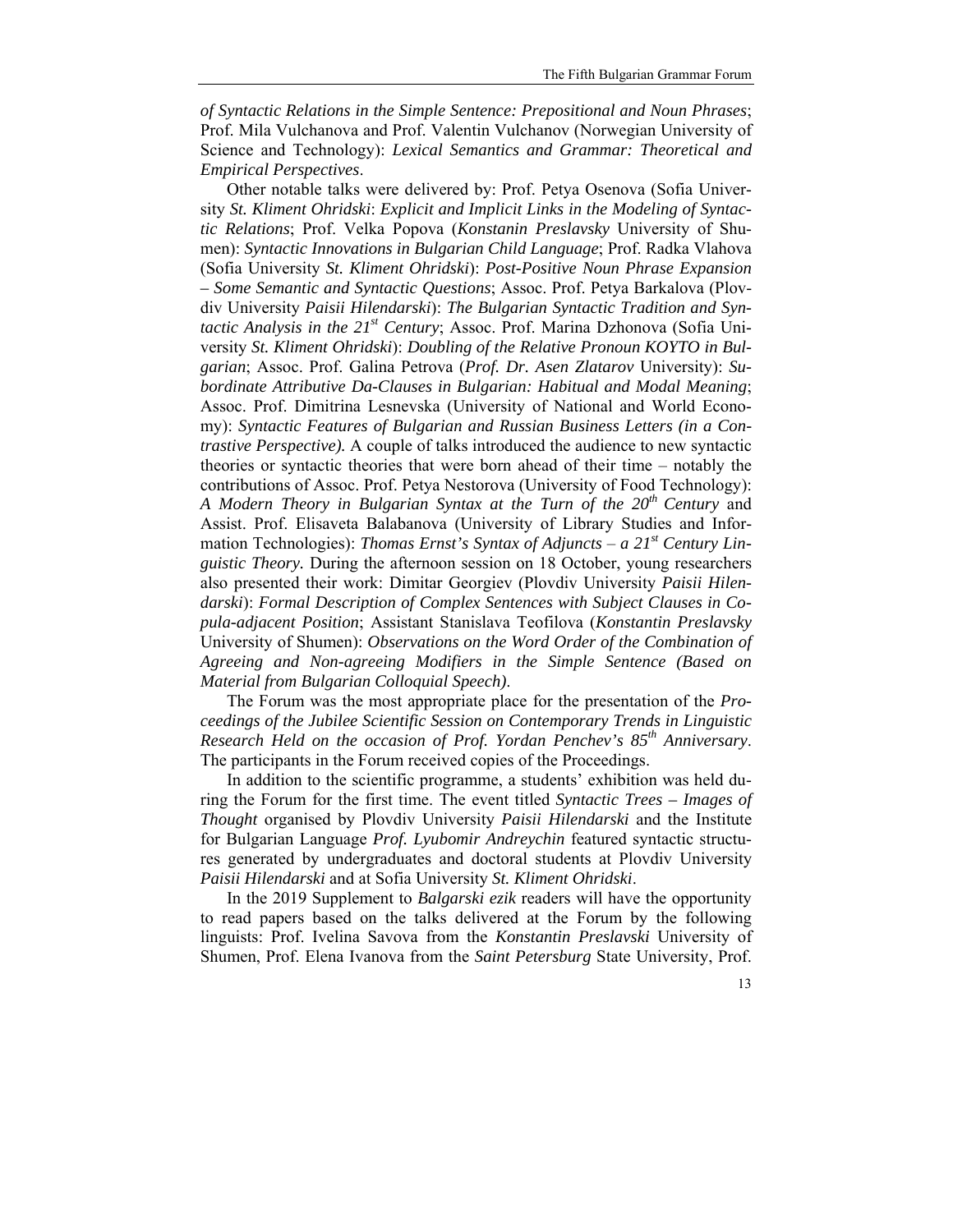*of Syntactic Relations in the Simple Sentence: Prepositional and Noun Phrases*; Prof. Mila Vulchanova and Prof. Valentin Vulchanov (Norwegian University of Science and Technology): *Lexical Semantics and Grammar: Theoretical and Empirical Perspectives*.

Other notable talks were delivered by: Prof. Petya Osenova (Sofia University *St. Kliment Ohridski*: *Explicit and Implicit Links in the Modeling of Syntactic Relations*; Prof. Velka Popova (*Konstanin Preslavsky* University of Shumen): *Syntactic Innovations in Bulgarian Child Language*; Prof. Radka Vlahova (Sofia University *St. Kliment Ohridski*): *Post-Positive Noun Phrase Expansion – Some Semantic and Syntactic Questions*; Assoc. Prof. Petya Barkalova (Plovdiv University *Paisii Hilendarski*): *The Bulgarian Syntactic Tradition and Syntactic Analysis in the 21st Century*; Assoc. Prof. Marina Dzhonova (Sofia University *St. Kliment Ohridski*): *Doubling of the Relative Pronoun KOYTO in Bulgarian*; Assoc. Prof. Galina Petrova (*Prof. Dr. Asen Zlatarov* University): *Subordinate Attributive Da-Clauses in Bulgarian: Habitual and Modal Meaning*; Assoc. Prof. Dimitrina Lesnevska (University of National and World Economy): *Syntactic Features of Bulgarian and Russian Business Letters (in a Contrastive Perspective).* A couple of talks introduced the audience to new syntactic theories or syntactic theories that were born ahead of their time – notably the contributions of Assoc. Prof. Petya Nestorova (University of Food Technology): *A Modern Theory in Bulgarian Syntax at the Turn of the 20th Century* and Assist. Prof. Elisaveta Balabanova (University of Library Studies and Information Technologies): *Thomas Ernst's Syntax of Adjuncts – a 21st Century Linguistic Theory.* During the afternoon session on 18 October, young researchers also presented their work: Dimitar Georgiev (Plovdiv University *Paisii Hilendarski*): *Formal Description of Complex Sentences with Subject Clauses in Copula-adjacent Position*; Assistant Stanislava Teofilova (*Konstantin Preslavsky* University of Shumen): *Observations on the Word Order of the Combination of Agreeing and Non-agreeing Modifiers in the Simple Sentence (Based on Material from Bulgarian Colloquial Speech)*.

The Forum was the most appropriate place for the presentation of the *Proceedings of the Jubilee Scientific Session on Contemporary Trends in Linguistic Research Held on the occasion of Prof. Yordan Penchev's 85th Anniversary*. The participants in the Forum received copies of the Proceedings.

In addition to the scientific programme, a students' exhibition was held during the Forum for the first time. The event titled *Syntactic Trees – Images of Thought* organised by Plovdiv University *Paisii Hilendarski* and the Institute for Bulgarian Language *Prof. Lyubomir Andreychin* featured syntactic structures generated by undergraduates and doctoral students at Plovdiv University *Paisii Hilendarski* and at Sofia University *St. Kliment Ohridski*.

In the 2019 Supplement to *Balgarski ezik* readers will have the opportunity to read papers based on the talks delivered at the Forum by the following linguists: Prof. Ivelina Savova from the *Konstantin Preslavski* University of Shumen, Prof. Elena Ivanova from the *Saint Petersburg* State University, Prof.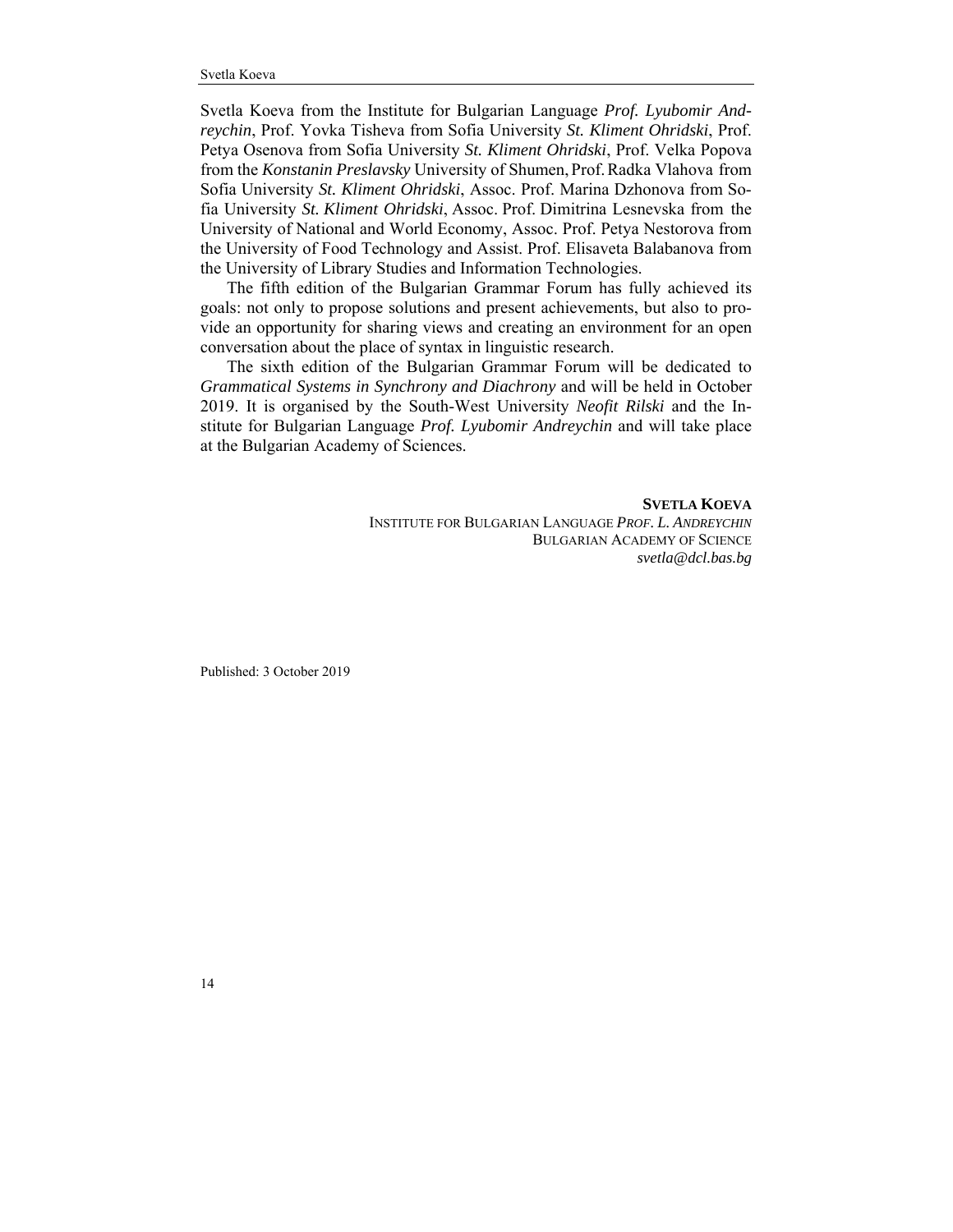Svetla Koeva from the Institute for Bulgarian Language *Prof. Lyubomir Andreychin*, Prof. Yovka Tisheva from Sofia University *St. Kliment Ohridski*, Prof. Petya Osenova from Sofia University *St. Kliment Ohridski*, Prof. Velka Popova from the *Konstanin Preslavsky* University of Shumen, Prof. Radka Vlahova from Sofia University *St. Kliment Ohridski*, Assoc. Prof. Marina Dzhonova from Sofia University *St. Kliment Ohridski*, Assoc. Prof. Dimitrina Lesnevska from the University of National and World Economy, Assoc. Prof. Petya Nestorova from the University of Food Technology and Assist. Prof. Elisaveta Balabanova from the University of Library Studies and Information Technologies.

The fifth edition of the Bulgarian Grammar Forum has fully achieved its goals: not only to propose solutions and present achievements, but also to provide an opportunity for sharing views and creating an environment for an open conversation about the place of syntax in linguistic research.

The sixth edition of the Bulgarian Grammar Forum will be dedicated to *Grammatical Systems in Synchrony and Diachrony* and will be held in October 2019. It is organised by the South-West University *Neofit Rilski* and the Institute for Bulgarian Language *Prof. Lyubomir Andreychin* and will take place at the Bulgarian Academy of Sciences.

**SVETLA KOEVA**
INSTITUTE FOR BULGARIAN LANGUAGE *PROF. L. ANDREYCHIN*
BULGARIAN ACADEMY OF SCIENCE
*svetla@dcl.bas.bg*

Published: 3 October 2019